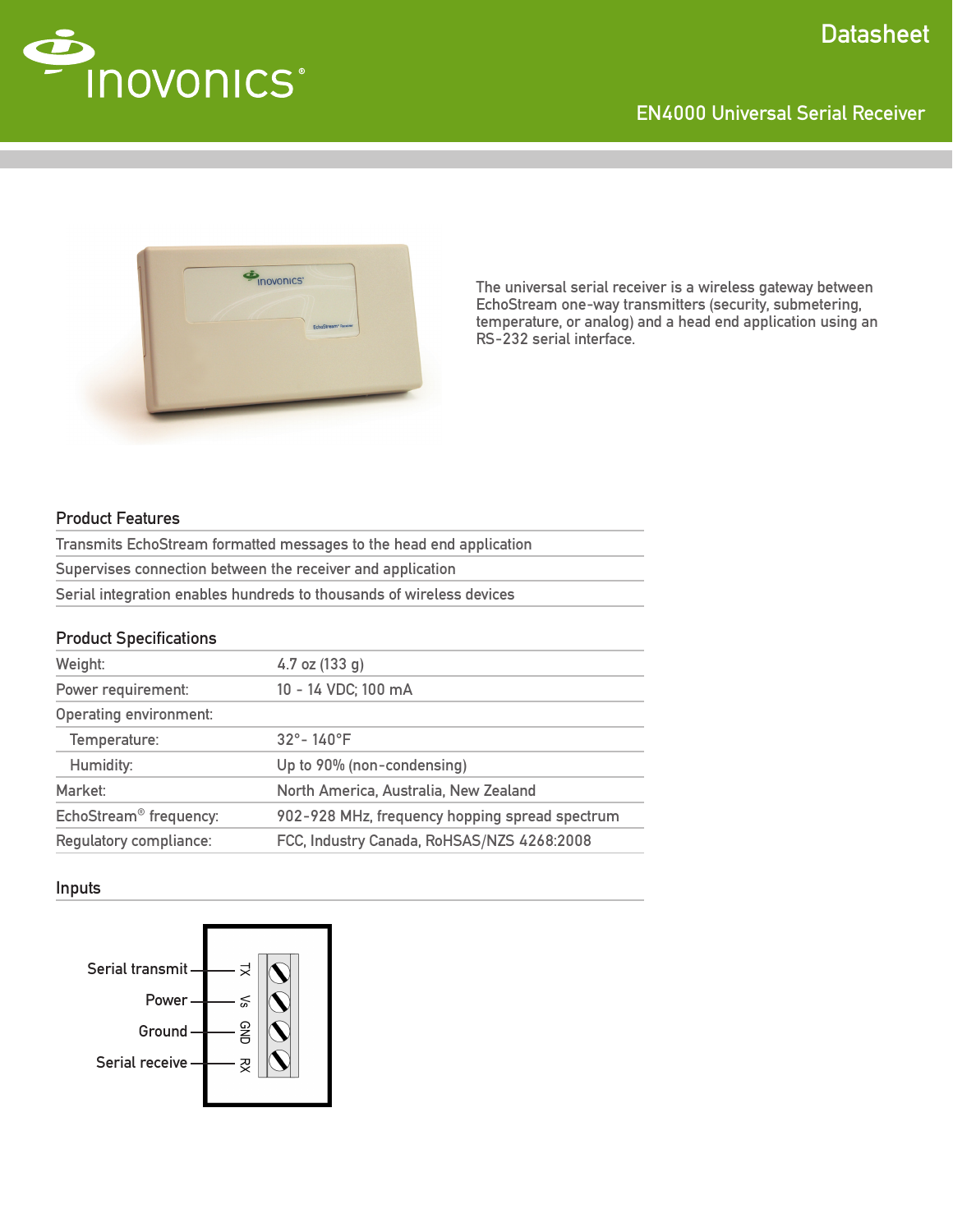# EN4000 Universal Serial Receiver

Datasheet

The universal serial receiver is a wireless gateway between EchoStream one-way transmitters (security, submetering, temperature, or analog) and a head end application using an RS-232 serial interface.

## Product Features

- Transmits EchoStream formatted messages to the head end application
- Supervises connection between the receiver and application
- Serial integration enables hundreds to thousands of wireless devices

## Product Specifications

| | |
|---|---|
| Weight: | 4.7 oz (133 g) |
| Power requirement: | 10 - 14 VDC; 100 mA |
| Operating environment: | |
| Temperature: | 32°- 140°F |
| Humidity: | Up to 90% (non-condensing) |
| Market: | North America, Australia, New Zealand |
| EchoStream® frequency: | 902-928 MHz, frequency hopping spread spectrum |
| Regulatory compliance: | FCC, Industry Canada, RoHSAS/NZS 4268:2008 |

## Inputs

| Input | Terminal |
|---|---|
| Serial transmit | TX |
| Power | Vs |
| Ground | GND |
| Serial receive | RX |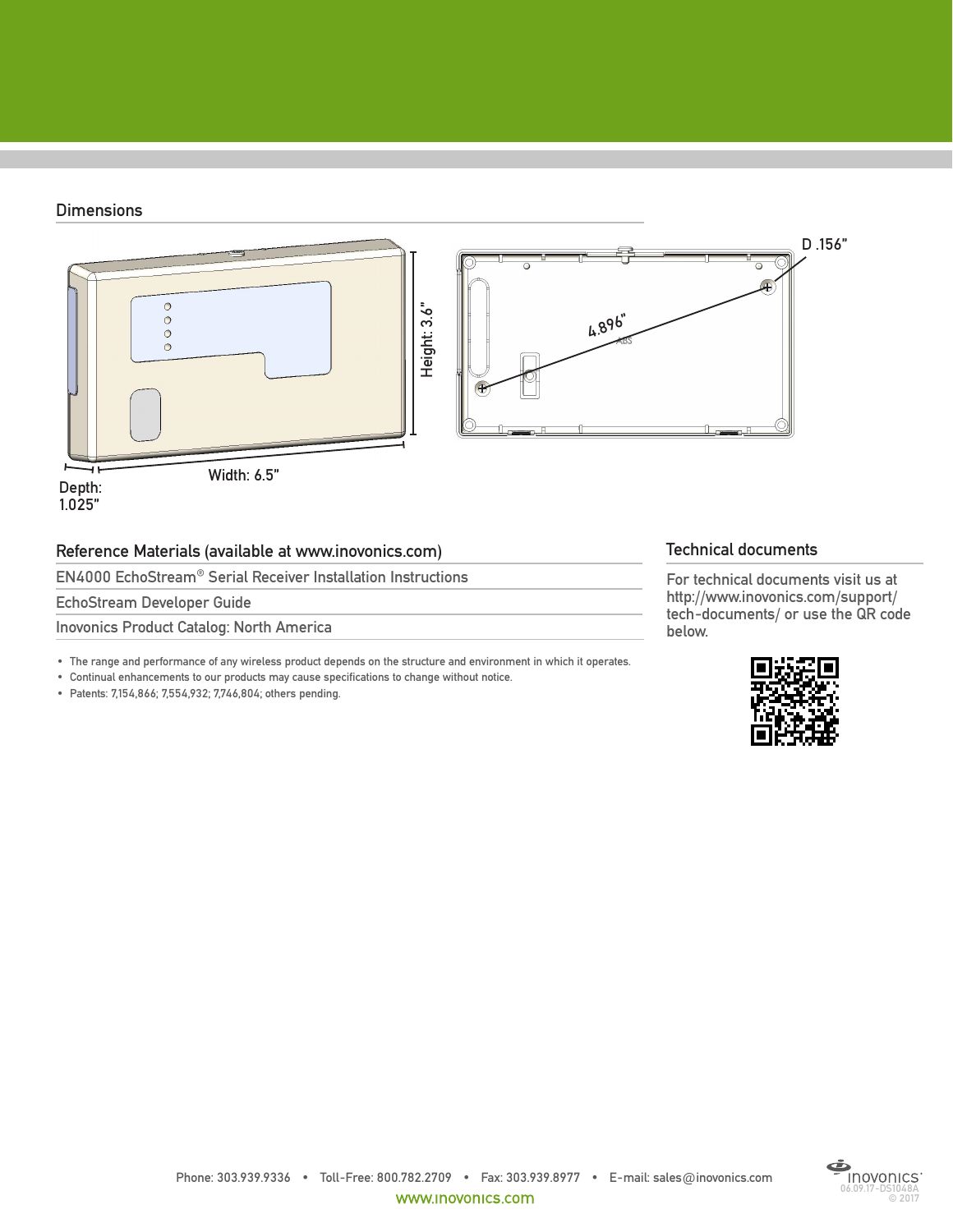## Dimensions

Height: 3.6"

Width: 6.5"

Depth: 1.025"

D .156"

4.896"

ABS

## Reference Materials (available at www.inovonics.com)

EN4000 EchoStream® Serial Receiver Installation Instructions

EchoStream Developer Guide

Inovonics Product Catalog: North America

- The range and performance of any wireless product depends on the structure and environment in which it operates.
- Continual enhancements to our products may cause specifications to change without notice.
- Patents: 7,154,866; 7,554,932; 7,746,804; others pending.

## Technical documents

For technical documents visit us at http://www.inovonics.com/support/tech-documents/ or use the QR code below.

Phone: 303.939.9336 • Toll-Free: 800.782.2709 • Fax: 303.939.8977 • E-mail: sales@inovonics.com

www.inovonics.com

inovonics

06.09.17-DS1048A

© 2017